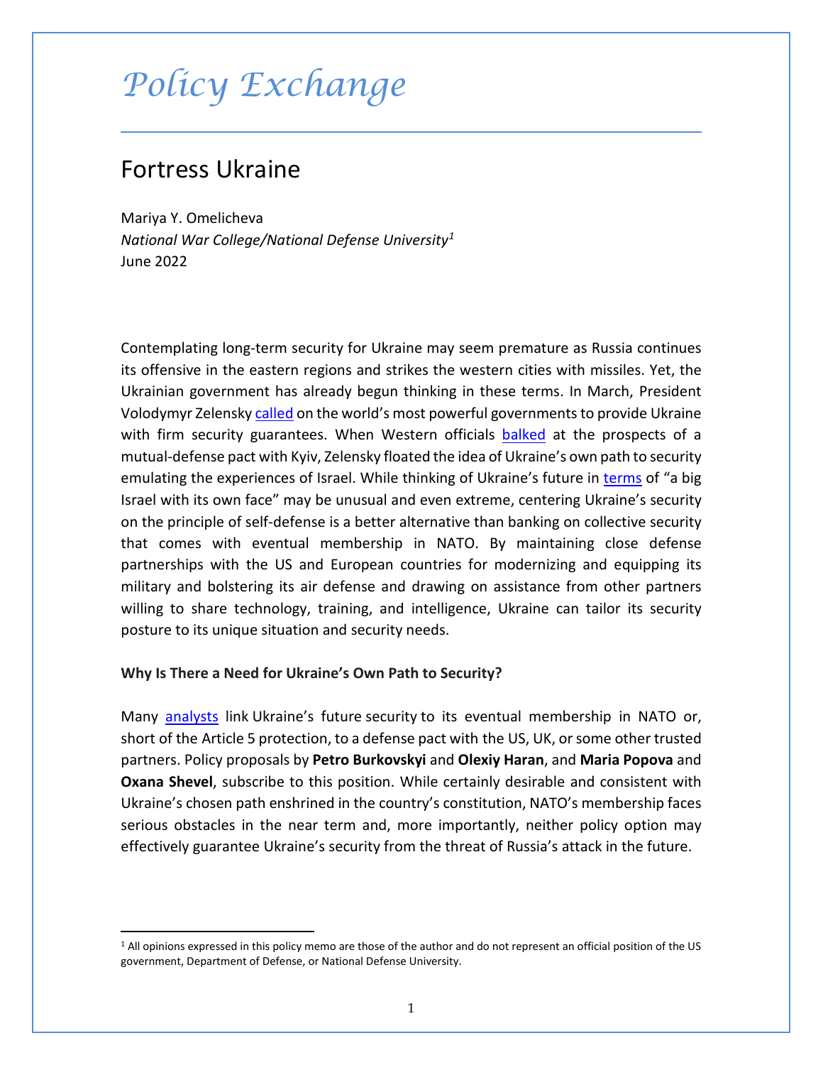# *Policy Exchange*

## Fortress Ukraine

Mariya Y. Omelicheva
*National War College/National Defense University*[1]
June 2022

Contemplating long-term security for Ukraine may seem premature as Russia continues its offensive in the eastern regions and strikes the western cities with missiles. Yet, the Ukrainian government has already begun thinking in these terms. In March, President Volodymyr Zelensky called on the world's most powerful governments to provide Ukraine with firm security guarantees. When Western officials balked at the prospects of a mutual-defense pact with Kyiv, Zelensky floated the idea of Ukraine's own path to security emulating the experiences of Israel. While thinking of Ukraine's future in terms of "a big Israel with its own face" may be unusual and even extreme, centering Ukraine's security on the principle of self-defense is a better alternative than banking on collective security that comes with eventual membership in NATO. By maintaining close defense partnerships with the US and European countries for modernizing and equipping its military and bolstering its air defense and drawing on assistance from other partners willing to share technology, training, and intelligence, Ukraine can tailor its security posture to its unique situation and security needs.

**Why Is There a Need for Ukraine's Own Path to Security?**

Many analysts link Ukraine's future security to its eventual membership in NATO or, short of the Article 5 protection, to a defense pact with the US, UK, or some other trusted partners. Policy proposals by **Petro Burkovskyi** and **Olexiy Haran**, and **Maria Popova** and **Oxana Shevel**, subscribe to this position. While certainly desirable and consistent with Ukraine's chosen path enshrined in the country's constitution, NATO's membership faces serious obstacles in the near term and, more importantly, neither policy option may effectively guarantee Ukraine's security from the threat of Russia's attack in the future.

[1] All opinions expressed in this policy memo are those of the author and do not represent an official position of the US government, Department of Defense, or National Defense University.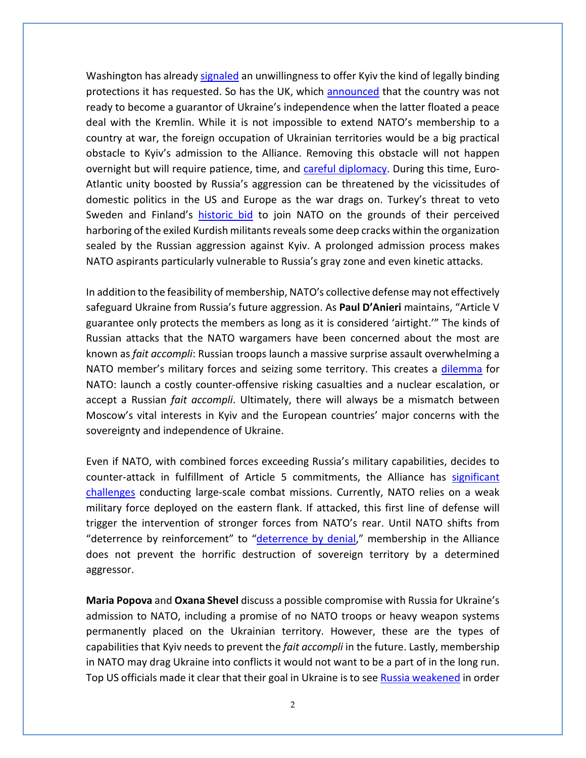Washington has already signaled an unwillingness to offer Kyiv the kind of legally binding protections it has requested. So has the UK, which announced that the country was not ready to become a guarantor of Ukraine's independence when the latter floated a peace deal with the Kremlin. While it is not impossible to extend NATO's membership to a country at war, the foreign occupation of Ukrainian territories would be a big practical obstacle to Kyiv's admission to the Alliance. Removing this obstacle will not happen overnight but will require patience, time, and careful diplomacy. During this time, Euro-Atlantic unity boosted by Russia's aggression can be threatened by the vicissitudes of domestic politics in the US and Europe as the war drags on. Turkey's threat to veto Sweden and Finland's historic bid to join NATO on the grounds of their perceived harboring of the exiled Kurdish militants reveals some deep cracks within the organization sealed by the Russian aggression against Kyiv. A prolonged admission process makes NATO aspirants particularly vulnerable to Russia's gray zone and even kinetic attacks.

In addition to the feasibility of membership, NATO's collective defense may not effectively safeguard Ukraine from Russia's future aggression. As **Paul D'Anieri** maintains, "Article V guarantee only protects the members as long as it is considered 'airtight.'" The kinds of Russian attacks that the NATO wargamers have been concerned about the most are known as *fait accompli*: Russian troops launch a massive surprise assault overwhelming a NATO member's military forces and seizing some territory. This creates a dilemma for NATO: launch a costly counter-offensive risking casualties and a nuclear escalation, or accept a Russian *fait accompli*. Ultimately, there will always be a mismatch between Moscow's vital interests in Kyiv and the European countries' major concerns with the sovereignty and independence of Ukraine.

Even if NATO, with combined forces exceeding Russia's military capabilities, decides to counter-attack in fulfillment of Article 5 commitments, the Alliance has significant challenges conducting large-scale combat missions. Currently, NATO relies on a weak military force deployed on the eastern flank. If attacked, this first line of defense will trigger the intervention of stronger forces from NATO's rear. Until NATO shifts from "deterrence by reinforcement" to "deterrence by denial," membership in the Alliance does not prevent the horrific destruction of sovereign territory by a determined aggressor.

**Maria Popova** and **Oxana Shevel** discuss a possible compromise with Russia for Ukraine's admission to NATO, including a promise of no NATO troops or heavy weapon systems permanently placed on the Ukrainian territory. However, these are the types of capabilities that Kyiv needs to prevent the *fait accompli* in the future. Lastly, membership in NATO may drag Ukraine into conflicts it would not want to be a part of in the long run. Top US officials made it clear that their goal in Ukraine is to see Russia weakened in order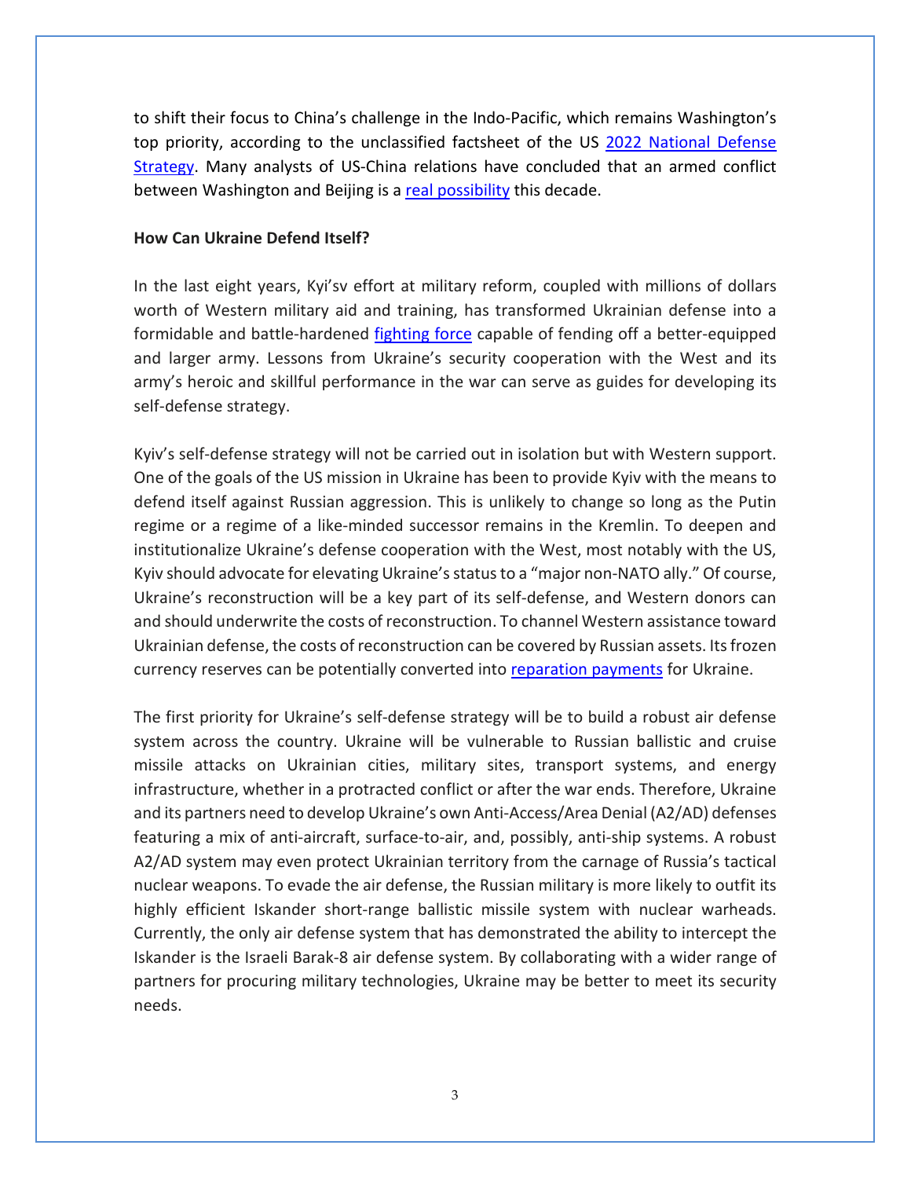to shift their focus to China's challenge in the Indo-Pacific, which remains Washington's top priority, according to the unclassified factsheet of the US 2022 National Defense Strategy. Many analysts of US-China relations have concluded that an armed conflict between Washington and Beijing is a real possibility this decade.

**How Can Ukraine Defend Itself?**

In the last eight years, Kyi'sv effort at military reform, coupled with millions of dollars worth of Western military aid and training, has transformed Ukrainian defense into a formidable and battle-hardened fighting force capable of fending off a better-equipped and larger army. Lessons from Ukraine's security cooperation with the West and its army's heroic and skillful performance in the war can serve as guides for developing its self-defense strategy.

Kyiv's self-defense strategy will not be carried out in isolation but with Western support. One of the goals of the US mission in Ukraine has been to provide Kyiv with the means to defend itself against Russian aggression. This is unlikely to change so long as the Putin regime or a regime of a like-minded successor remains in the Kremlin. To deepen and institutionalize Ukraine's defense cooperation with the West, most notably with the US, Kyiv should advocate for elevating Ukraine's status to a "major non-NATO ally." Of course, Ukraine's reconstruction will be a key part of its self-defense, and Western donors can and should underwrite the costs of reconstruction. To channel Western assistance toward Ukrainian defense, the costs of reconstruction can be covered by Russian assets. Its frozen currency reserves can be potentially converted into reparation payments for Ukraine.

The first priority for Ukraine's self-defense strategy will be to build a robust air defense system across the country. Ukraine will be vulnerable to Russian ballistic and cruise missile attacks on Ukrainian cities, military sites, transport systems, and energy infrastructure, whether in a protracted conflict or after the war ends. Therefore, Ukraine and its partners need to develop Ukraine's own Anti-Access/Area Denial (A2/AD) defenses featuring a mix of anti-aircraft, surface-to-air, and, possibly, anti-ship systems. A robust A2/AD system may even protect Ukrainian territory from the carnage of Russia's tactical nuclear weapons. To evade the air defense, the Russian military is more likely to outfit its highly efficient Iskander short-range ballistic missile system with nuclear warheads. Currently, the only air defense system that has demonstrated the ability to intercept the Iskander is the Israeli Barak-8 air defense system. By collaborating with a wider range of partners for procuring military technologies, Ukraine may be better to meet its security needs.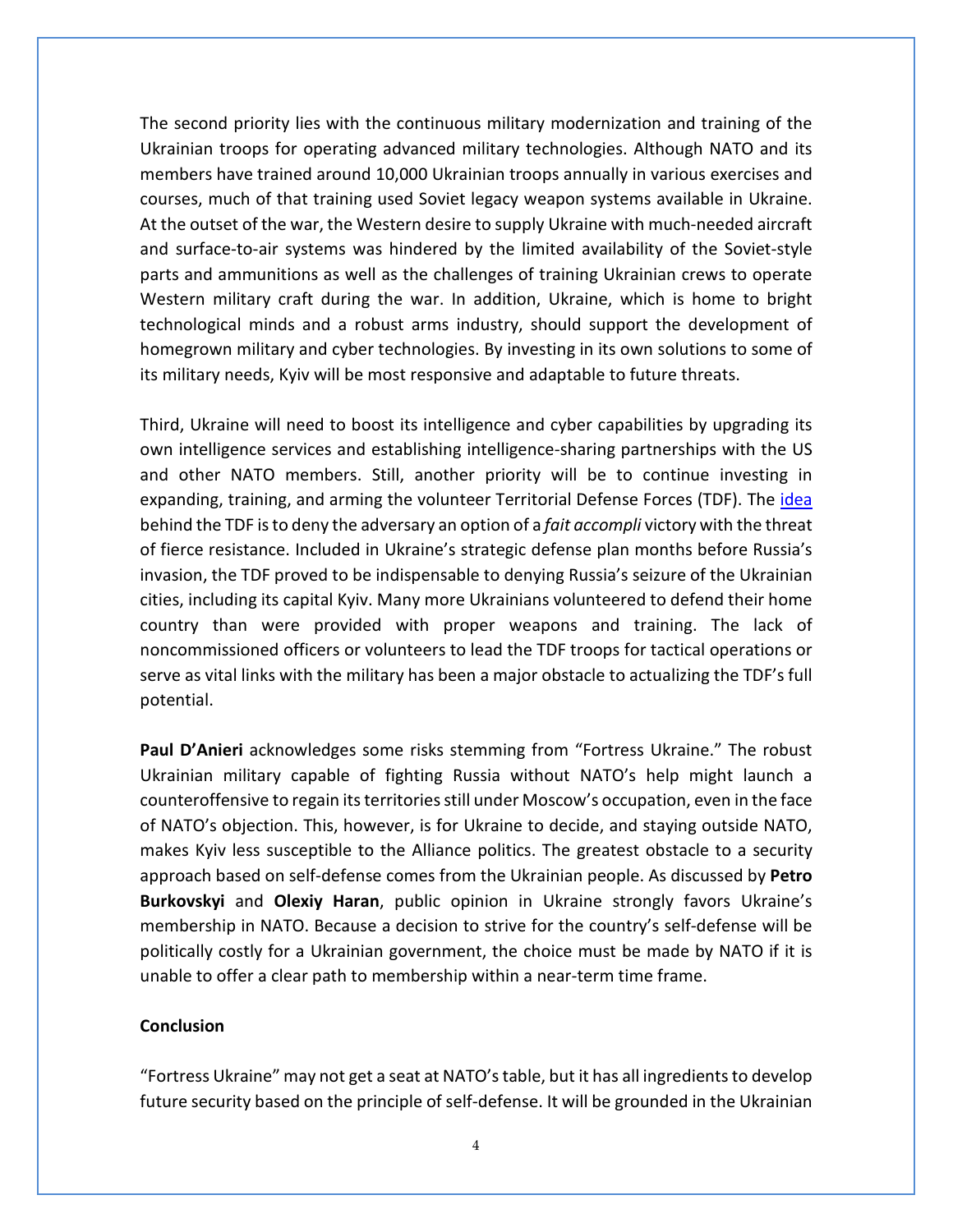The second priority lies with the continuous military modernization and training of the Ukrainian troops for operating advanced military technologies. Although NATO and its members have trained around 10,000 Ukrainian troops annually in various exercises and courses, much of that training used Soviet legacy weapon systems available in Ukraine. At the outset of the war, the Western desire to supply Ukraine with much-needed aircraft and surface-to-air systems was hindered by the limited availability of the Soviet-style parts and ammunitions as well as the challenges of training Ukrainian crews to operate Western military craft during the war. In addition, Ukraine, which is home to bright technological minds and a robust arms industry, should support the development of homegrown military and cyber technologies. By investing in its own solutions to some of its military needs, Kyiv will be most responsive and adaptable to future threats.

Third, Ukraine will need to boost its intelligence and cyber capabilities by upgrading its own intelligence services and establishing intelligence-sharing partnerships with the US and other NATO members. Still, another priority will be to continue investing in expanding, training, and arming the volunteer Territorial Defense Forces (TDF). The idea behind the TDF is to deny the adversary an option of a *fait accompli* victory with the threat of fierce resistance. Included in Ukraine's strategic defense plan months before Russia's invasion, the TDF proved to be indispensable to denying Russia's seizure of the Ukrainian cities, including its capital Kyiv. Many more Ukrainians volunteered to defend their home country than were provided with proper weapons and training. The lack of noncommissioned officers or volunteers to lead the TDF troops for tactical operations or serve as vital links with the military has been a major obstacle to actualizing the TDF's full potential.

**Paul D'Anieri** acknowledges some risks stemming from "Fortress Ukraine." The robust Ukrainian military capable of fighting Russia without NATO's help might launch a counteroffensive to regain its territories still under Moscow's occupation, even in the face of NATO's objection. This, however, is for Ukraine to decide, and staying outside NATO, makes Kyiv less susceptible to the Alliance politics. The greatest obstacle to a security approach based on self-defense comes from the Ukrainian people. As discussed by **Petro Burkovskyi** and **Olexiy Haran**, public opinion in Ukraine strongly favors Ukraine's membership in NATO. Because a decision to strive for the country's self-defense will be politically costly for a Ukrainian government, the choice must be made by NATO if it is unable to offer a clear path to membership within a near-term time frame.

## Conclusion

"Fortress Ukraine" may not get a seat at NATO's table, but it has all ingredients to develop future security based on the principle of self-defense. It will be grounded in the Ukrainian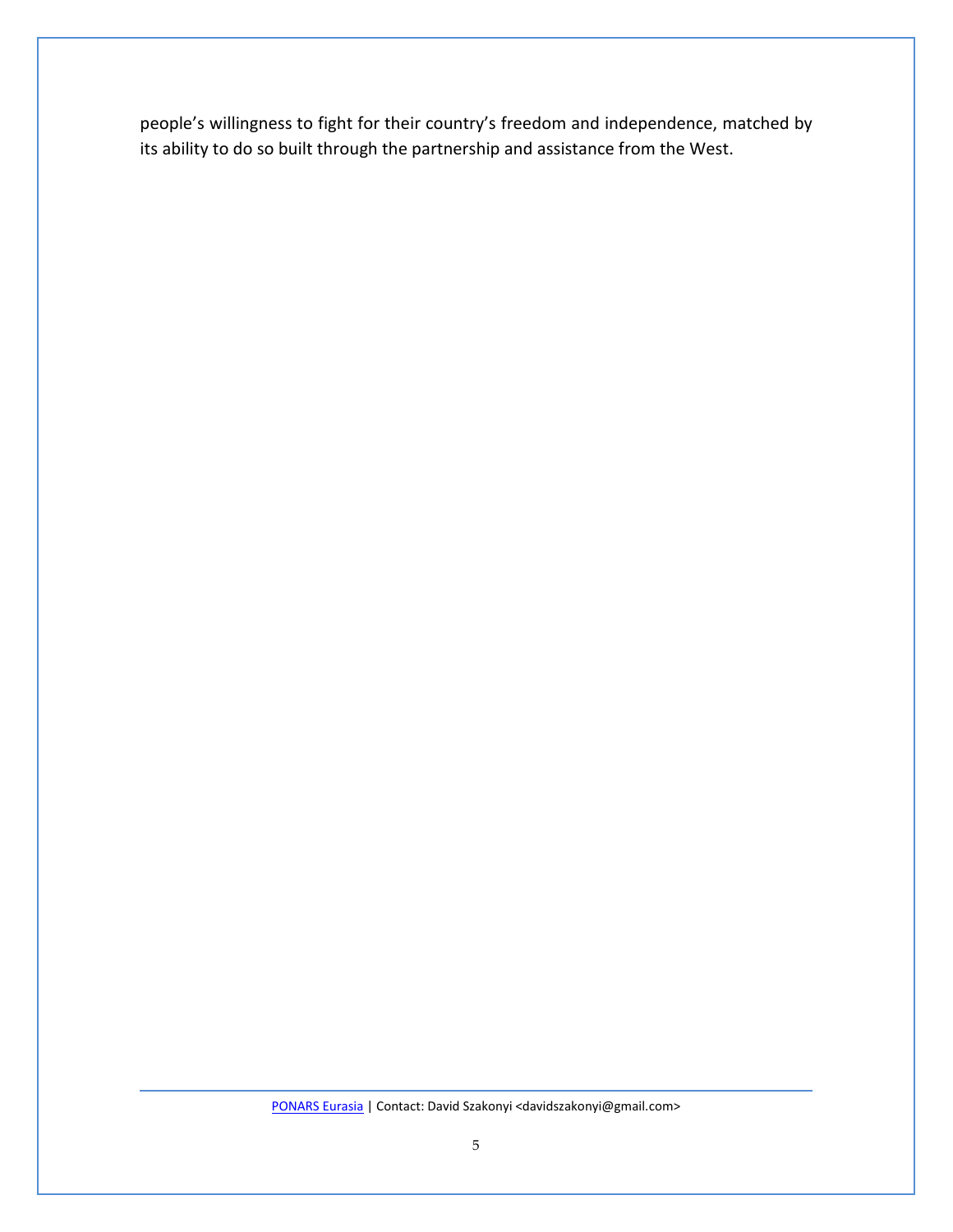people’s willingness to fight for their country’s freedom and independence, matched by its ability to do so built through the partnership and assistance from the West.